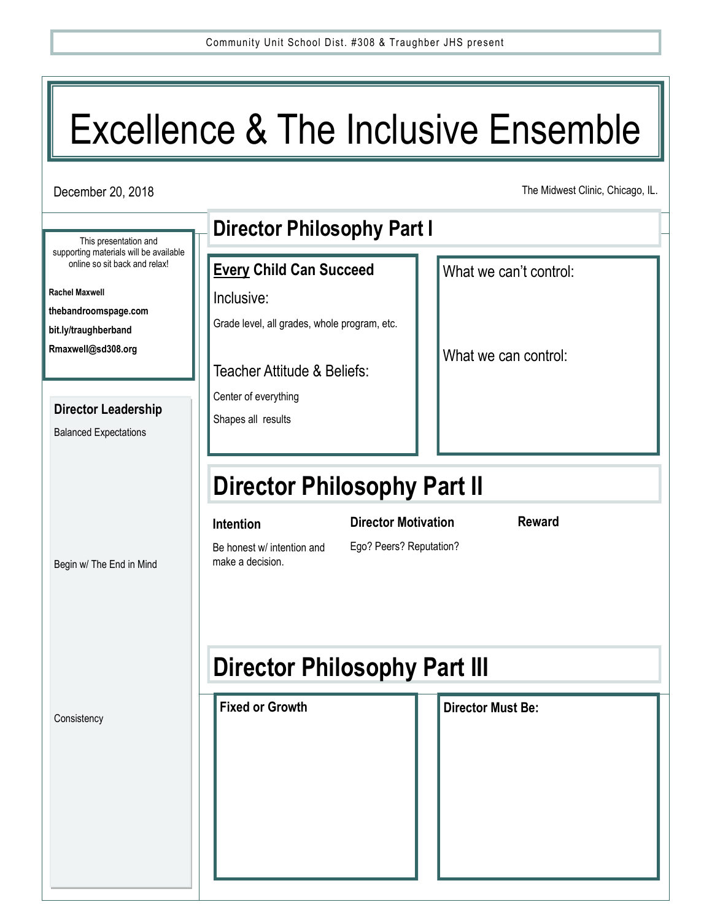Community Unit School Dist. #308 & Traughber JHS present

# Excellence & The Inclusive Ensemble

December 20, 2018

The Midwest Clinic, Chicago, IL.

This presentation and supporting materials will be available online so sit back and relax!

**Rachel Maxwell**

**thebandroomspage.com**

**bit.ly/traughberband**

**Rmaxwell@sd308.org**

### Director Leadership

Balanced Expectations

Begin w/ The End in Mind

Consistency

## Director Philosophy Part I

### <u>Every</u> Child Can Succeed

Inclusive:

Grade level, all grades, whole program, etc.

Teacher Attitude & Beliefs:

Center of everything

Shapes all results

What we can't control:

What we can control:

## Director Philosophy Part II

**Intention**

Be honest w/ intention and make a decision.

**Director Motivation**

Ego? Peers? Reputation?

**Reward**

## Director Philosophy Part III

**Fixed or Growth**

**Director Must Be:**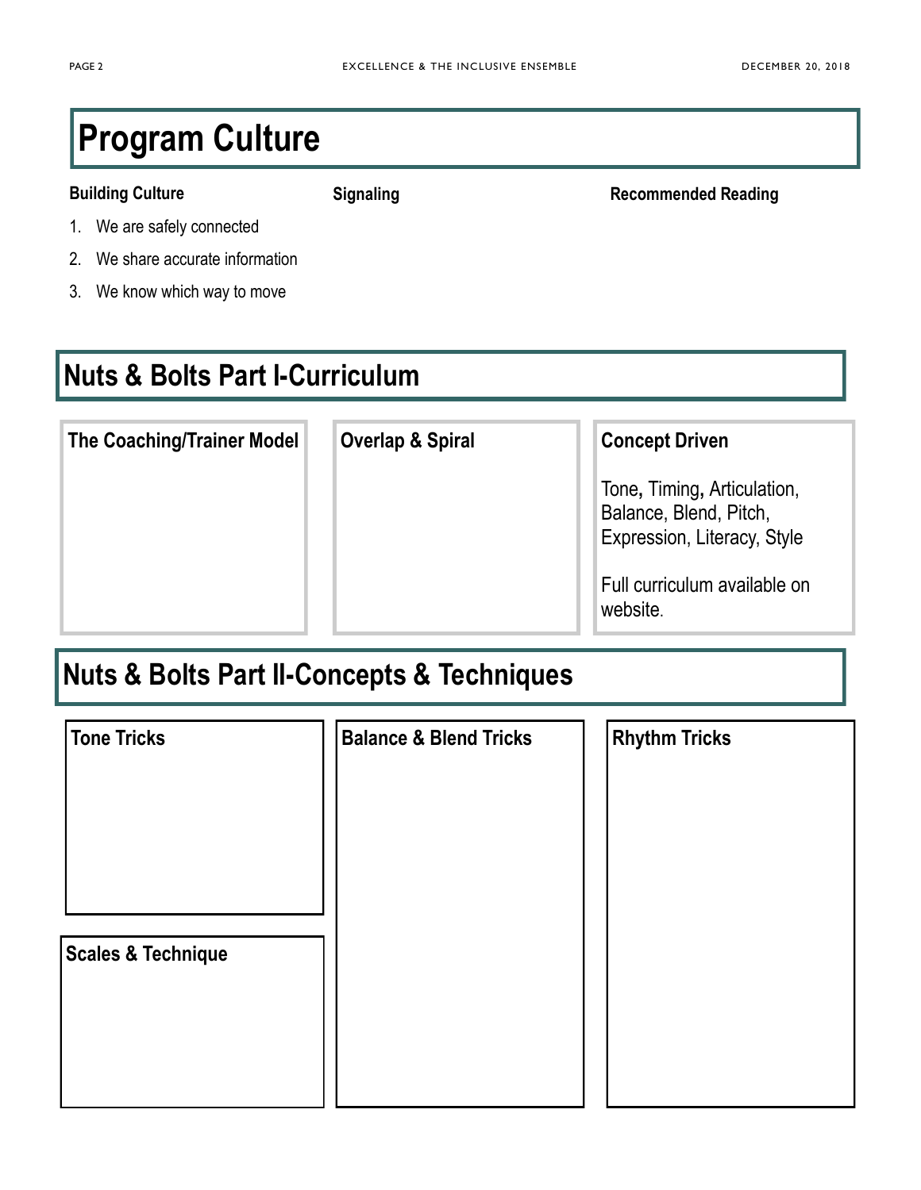# Program Culture

### Building Culture

1. We are safely connected
2. We share accurate information
3. We know which way to move

### Signaling

### Recommended Reading

# Nuts & Bolts Part I-Curriculum

### The Coaching/Trainer Model

### Overlap & Spiral

### Concept Driven

Tone, Timing, Articulation, Balance, Blend, Pitch, Expression, Literacy, Style

Full curriculum available on website.

# Nuts & Bolts Part II-Concepts & Techniques

### Tone Tricks

### Scales & Technique

### Balance & Blend Tricks

### Rhythm Tricks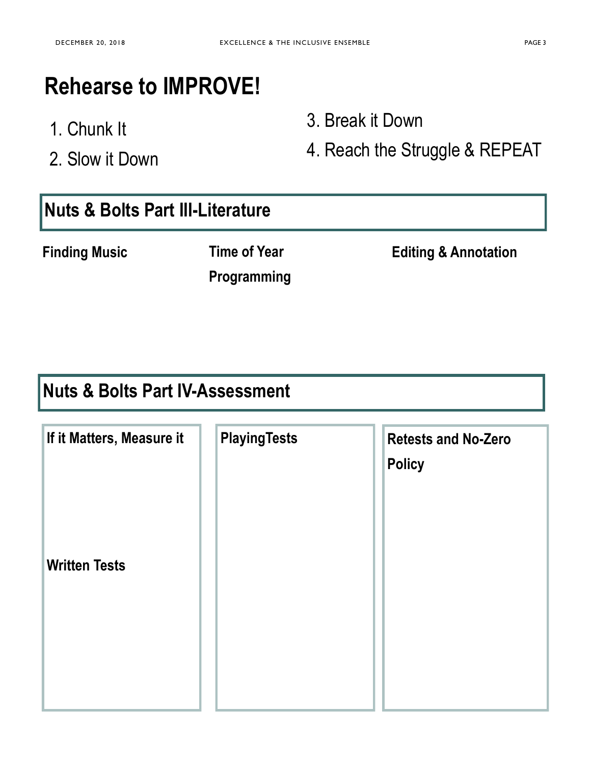# Rehearse to IMPROVE!

1. Chunk It
2. Slow it Down
3. Break it Down
4. Reach the Struggle & REPEAT

## Nuts & Bolts Part III-Literature

**Finding Music**

**Time of Year Programming**

**Editing & Annotation**

## Nuts & Bolts Part IV-Assessment

**If it Matters, Measure it**

**Written Tests**

**PlayingTests**

**Retests and No-Zero Policy**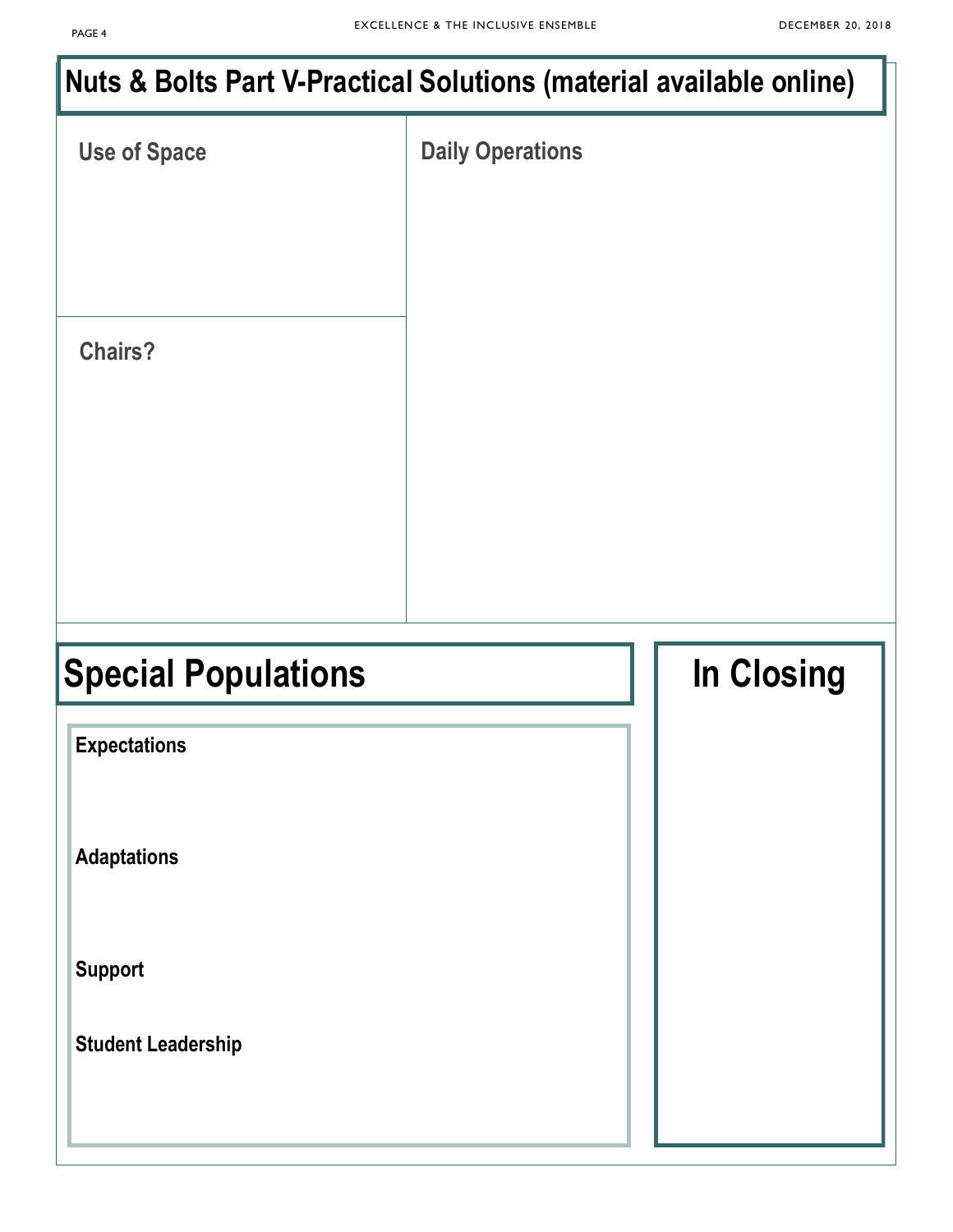# Nuts & Bolts Part V-Practical Solutions (material available online)

### Use of Space

### Chairs?

### Daily Operations

# Special Populations

**Expectations**

**Adaptations**

**Support**

**Student Leadership**

# In Closing